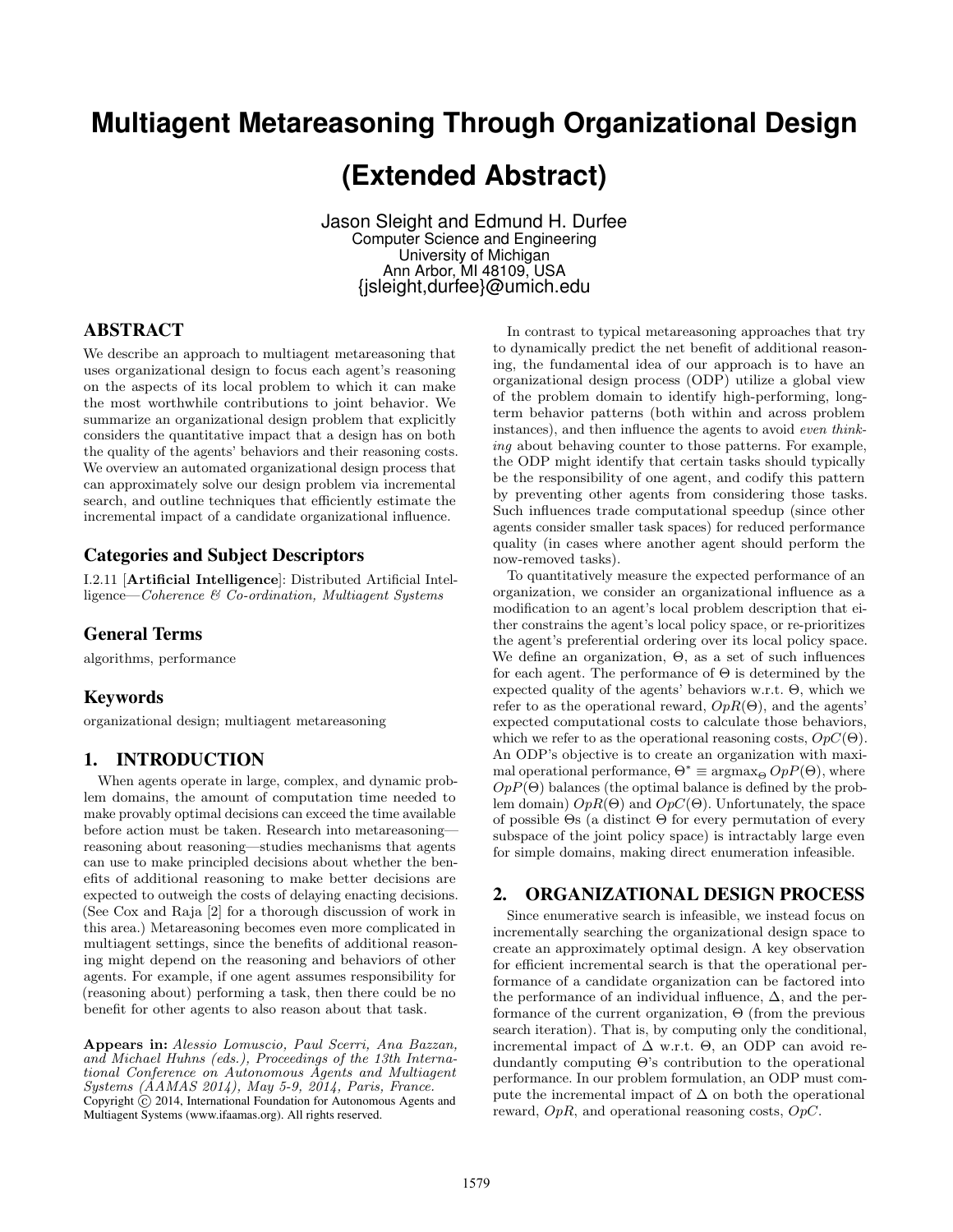# Multiagent Metareasoning Through Organizational Design (Extended Abstract)

Jason Sleight and Edmund H. Durfee
Computer Science and Engineering
University of Michigan
Ann Arbor, MI 48109, USA
{jsleight,durfee}@umich.edu

## ABSTRACT

We describe an approach to multiagent metareasoning that uses organizational design to focus each agent's reasoning on the aspects of its local problem to which it can make the most worthwhile contributions to joint behavior. We summarize an organizational design problem that explicitly considers the quantitative impact that a design has on both the quality of the agents' behaviors and their reasoning costs. We overview an automated organizational design process that can approximately solve our design problem via incremental search, and outline techniques that efficiently estimate the incremental impact of a candidate organizational influence.

### Categories and Subject Descriptors

I.2.11 [**Artificial Intelligence**]: Distributed Artificial Intelligence—*Coherence & Co-ordination, Multiagent Systems*

### General Terms

algorithms, performance

### Keywords

organizational design; multiagent metareasoning

## 1. INTRODUCTION

When agents operate in large, complex, and dynamic problem domains, the amount of computation time needed to make provably optimal decisions can exceed the time available before action must be taken. Research into metareasoning—reasoning about reasoning—studies mechanisms that agents can use to make principled decisions about whether the benefits of additional reasoning to make better decisions are expected to outweigh the costs of delaying enacting decisions. (See Cox and Raja [2] for a thorough discussion of work in this area.) Metareasoning becomes even more complicated in multiagent settings, since the benefits of additional reasoning might depend on the reasoning and behaviors of other agents. For example, if one agent assumes responsibility for (reasoning about) performing a task, then there could be no benefit for other agents to also reason about that task.

In contrast to typical metareasoning approaches that try to dynamically predict the net benefit of additional reasoning, the fundamental idea of our approach is to have an organizational design process (ODP) utilize a global view of the problem domain to identify high-performing, long-term behavior patterns (both within and across problem instances), and then influence the agents to avoid *even thinking* about behaving counter to those patterns. For example, the ODP might identify that certain tasks should typically be the responsibility of one agent, and codify this pattern by preventing other agents from considering those tasks. Such influences trade computational speedup (since other agents consider smaller task spaces) for reduced performance quality (in cases where another agent should perform the now-removed tasks).

To quantitatively measure the expected performance of an organization, we consider an organizational influence as a modification to an agent's local problem description that either constrains the agent's local policy space, or re-prioritizes the agent's preferential ordering over its local policy space. We define an organization, $\Theta$, as a set of such influences for each agent. The performance of $\Theta$ is determined by the expected quality of the agents' behaviors w.r.t. $\Theta$, which we refer to as the operational reward, $OpR(\Theta)$, and the agents' expected computational costs to calculate those behaviors, which we refer to as the operational reasoning costs, $OpC(\Theta)$. An ODP's objective is to create an organization with maximal operational performance, $\Theta^* \equiv \text{argmax}_\Theta\, OpP(\Theta)$, where $OpP(\Theta)$ balances (the optimal balance is defined by the problem domain) $OpR(\Theta)$ and $OpC(\Theta)$. Unfortunately, the space of possible $\Theta$s (a distinct $\Theta$ for every permutation of every subspace of the joint policy space) is intractably large even for simple domains, making direct enumeration infeasible.

## 2. ORGANIZATIONAL DESIGN PROCESS

Since enumerative search is infeasible, we instead focus on incrementally searching the organizational design space to create an approximately optimal design. A key observation for efficient incremental search is that the operational performance of a candidate organization can be factored into the performance of an individual influence, $\Delta$, and the performance of the current organization, $\Theta$ (from the previous search iteration). That is, by computing only the conditional, incremental impact of $\Delta$ w.r.t. $\Theta$, an ODP can avoid redundantly computing $\Theta$'s contribution to the operational performance. In our problem formulation, an ODP must compute the incremental impact of $\Delta$ on both the operational reward, $OpR$, and operational reasoning costs, $OpC$.

**Appears in:** *Alessio Lomuscio, Paul Scerri, Ana Bazzan, and Michael Huhns (eds.), Proceedings of the 13th International Conference on Autonomous Agents and Multiagent Systems (AAMAS 2014), May 5-9, 2014, Paris, France.*
Copyright © 2014, International Foundation for Autonomous Agents and Multiagent Systems (www.ifaamas.org). All rights reserved.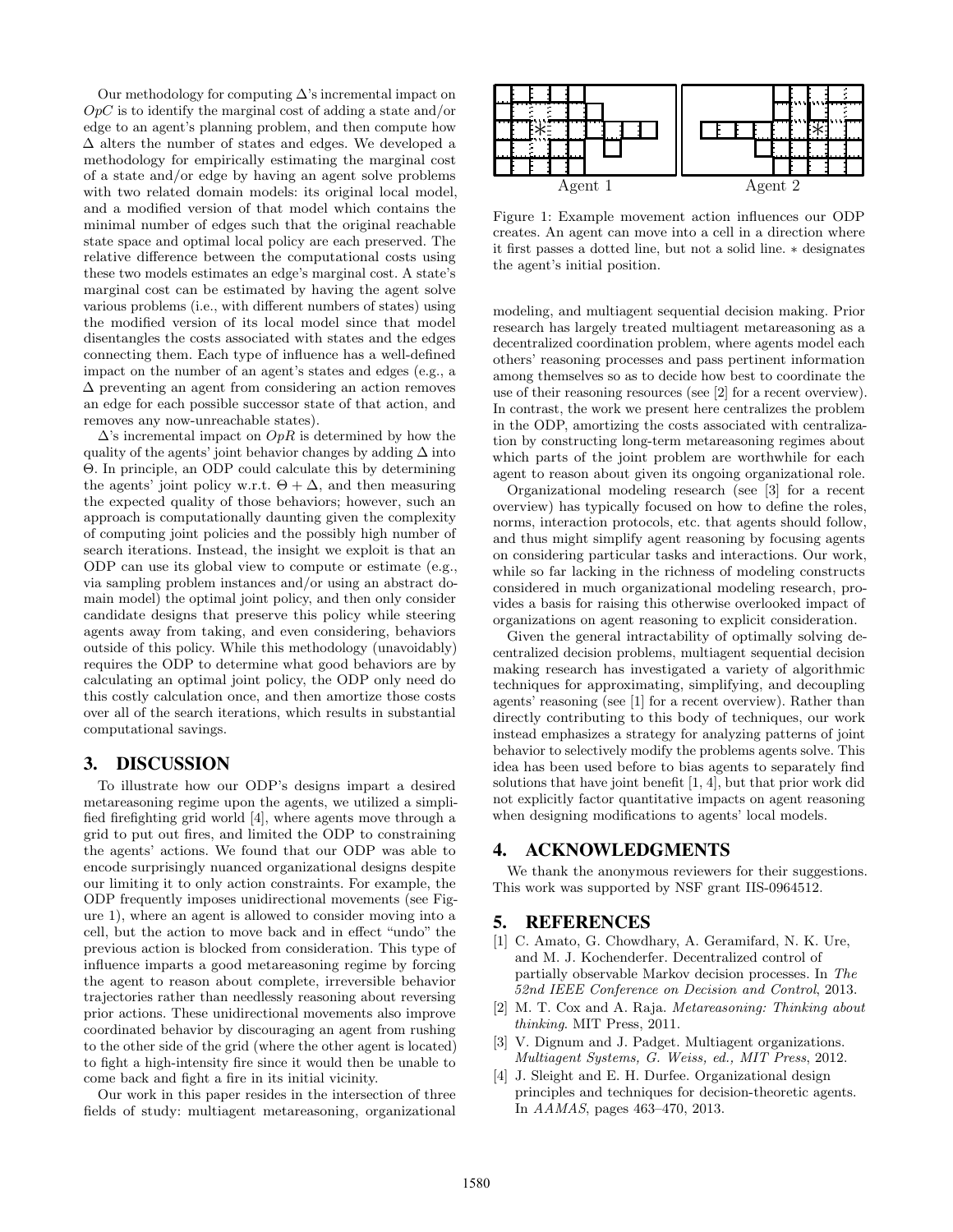Our methodology for computing $\Delta$'s incremental impact on $OpC$ is to identify the marginal cost of adding a state and/or edge to an agent's planning problem, and then compute how $\Delta$ alters the number of states and edges. We developed a methodology for empirically estimating the marginal cost of a state and/or edge by having an agent solve problems with two related domain models: its original local model, and a modified version of that model which contains the minimal number of edges such that the original reachable state space and optimal local policy are each preserved. The relative difference between the computational costs using these two models estimates an edge's marginal cost. A state's marginal cost can be estimated by having the agent solve various problems (i.e., with different numbers of states) using the modified version of its local model since that model disentangles the costs associated with states and the edges connecting them. Each type of influence has a well-defined impact on the number of an agent's states and edges (e.g., a $\Delta$ preventing an agent from considering an action removes an edge for each possible successor state of that action, and removes any now-unreachable states).

$\Delta$'s incremental impact on $OpR$ is determined by how the quality of the agents' joint behavior changes by adding $\Delta$ into $\Theta$. In principle, an ODP could calculate this by determining the agents' joint policy w.r.t. $\Theta + \Delta$, and then measuring the expected quality of those behaviors; however, such an approach is computationally daunting given the complexity of computing joint policies and the possibly high number of search iterations. Instead, the insight we exploit is that an ODP can use its global view to compute or estimate (e.g., via sampling problem instances and/or using an abstract domain model) the optimal joint policy, and then only consider candidate designs that preserve this policy while steering agents away from taking, and even considering, behaviors outside of this policy. While this methodology (unavoidably) requires the ODP to determine what good behaviors are by calculating an optimal joint policy, the ODP only need do this costly calculation once, and then amortize those costs over all of the search iterations, which results in substantial computational savings.

## 3. DISCUSSION

To illustrate how our ODP's designs impart a desired metareasoning regime upon the agents, we utilized a simplified firefighting grid world [4], where agents move through a grid to put out fires, and limited the ODP to constraining the agents' actions. We found that our ODP was able to encode surprisingly nuanced organizational designs despite our limiting it to only action constraints. For example, the ODP frequently imposes unidirectional movements (see Figure 1), where an agent is allowed to consider moving into a cell, but the action to move back and in effect "undo" the previous action is blocked from consideration. This type of influence imparts a good metareasoning regime by forcing the agent to reason about complete, irreversible behavior trajectories rather than needlessly reasoning about reversing prior actions. These unidirectional movements also improve coordinated behavior by discouraging an agent from rushing to the other side of the grid (where the other agent is located) to fight a high-intensity fire since it would then be unable to come back and fight a fire in its initial vicinity.

Our work in this paper resides in the intersection of three fields of study: multiagent metareasoning, organizational modeling, and multiagent sequential decision making. Prior research has largely treated multiagent metareasoning as a decentralized coordination problem, where agents model each others' reasoning processes and pass pertinent information among themselves so as to decide how best to coordinate the use of their reasoning resources (see [2] for a recent overview). In contrast, the work we present here centralizes the problem in the ODP, amortizing the costs associated with centralization by constructing long-term metareasoning regimes about which parts of the joint problem are worthwhile for each agent to reason about given its ongoing organizational role.

Agent 1

Agent 2

Figure 1: Example movement action influences our ODP creates. An agent can move into a cell in a direction where it first passes a dotted line, but not a solid line. * designates the agent's initial position.

Organizational modeling research (see [3] for a recent overview) has typically focused on how to define the roles, norms, interaction protocols, etc. that agents should follow, and thus might simplify agent reasoning by focusing agents on considering particular tasks and interactions. Our work, while so far lacking in the richness of modeling constructs considered in much organizational modeling research, provides a basis for raising this otherwise overlooked impact of organizations on agent reasoning to explicit consideration.

Given the general intractability of optimally solving decentralized decision problems, multiagent sequential decision making research has investigated a variety of algorithmic techniques for approximating, simplifying, and decoupling agents' reasoning (see [1] for a recent overview). Rather than directly contributing to this body of techniques, our work instead emphasizes a strategy for analyzing patterns of joint behavior to selectively modify the problems agents solve. This idea has been used before to bias agents to separately find solutions that have joint benefit [1, 4], but that prior work did not explicitly factor quantitative impacts on agent reasoning when designing modifications to agents' local models.

## 4. ACKNOWLEDGMENTS

We thank the anonymous reviewers for their suggestions. This work was supported by NSF grant IIS-0964512.

## 5. REFERENCES

[1] C. Amato, G. Chowdhary, A. Geramifard, N. K. Ure, and M. J. Kochenderfer. Decentralized control of partially observable Markov decision processes. In *The 52nd IEEE Conference on Decision and Control*, 2013.

[2] M. T. Cox and A. Raja. *Metareasoning: Thinking about thinking*. MIT Press, 2011.

[3] V. Dignum and J. Padget. Multiagent organizations. *Multiagent Systems, G. Weiss, ed., MIT Press*, 2012.

[4] J. Sleight and E. H. Durfee. Organizational design principles and techniques for decision-theoretic agents. In *AAMAS*, pages 463–470, 2013.